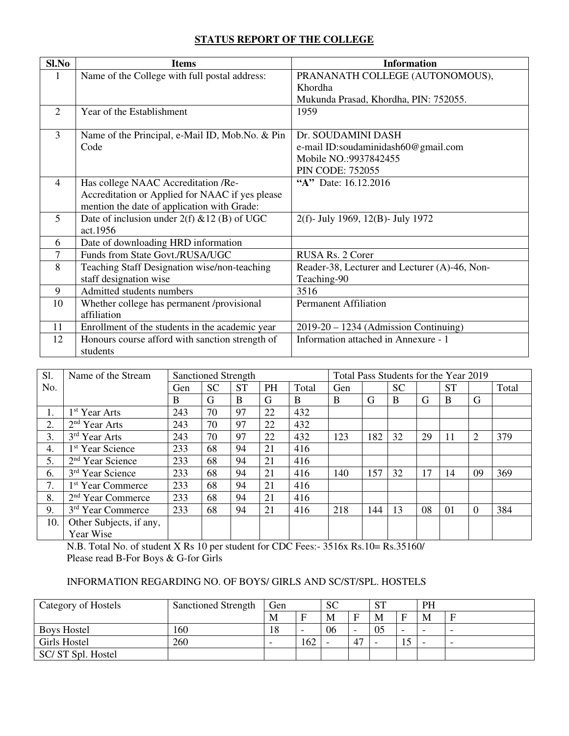## STATUS REPORT OF THE COLLEGE

| Sl.No | Items | Information |
|---|---|---|
| 1 | Name of the College with full postal address: | PRANANATH COLLEGE (AUTONOMOUS), Khordha<br>Mukunda Prasad, Khordha, PIN: 752055. |
| 2 | Year of the Establishment | 1959 |
| 3 | Name of the Principal, e-Mail ID, Mob.No. & Pin Code | Dr. SOUDAMINI DASH<br>e-mail ID:soudaminidash60@gmail.com<br>Mobile NO.:9937842455<br>PIN CODE: 752055 |
| 4 | Has college NAAC Accreditation /Re-Accreditation or Applied for NAAC if yes please mention the date of application with Grade: | **"A"** Date: 16.12.2016 |
| 5 | Date of inclusion under 2(f) &12 (B) of UGC act.1956 | 2(f)- July 1969, 12(B)- July 1972 |
| 6 | Date of downloading HRD information | |
| 7 | Funds from State Govt./RUSA/UGC | RUSA Rs. 2 Corer |
| 8 | Teaching Staff Designation wise/non-teaching staff designation wise | Reader-38, Lecturer and Lecturer (A)-46, Non-Teaching-90 |
| 9 | Admitted students numbers | 3516 |
| 10 | Whether college has permanent /provisional affiliation | Permanent Affiliation |
| 11 | Enrollment of the students in the academic year | 2019-20 – 1234 (Admission Continuing) |
| 12 | Honours course afford with sanction strength of students | Information attached in Annexure - 1 |

| Sl. No. | Name of the Stream | Sanctioned Strength | | | | | Total Pass Students for the Year 2019 | | | | | | |
|---|---|---|---|---|---|---|---|---|---|---|---|---|---|
| | | Gen | SC | ST | PH | Total | Gen | | SC | | ST | | Total |
| | | B | G | B | G | B | B | G | B | G | B | G | |
| 1. | 1st Year Arts | 243 | 70 | 97 | 22 | 432 | | | | | | | |
| 2. | 2nd Year Arts | 243 | 70 | 97 | 22 | 432 | | | | | | | |
| 3. | 3rd Year Arts | 243 | 70 | 97 | 22 | 432 | 123 | 182 | 32 | 29 | 11 | 2 | 379 |
| 4. | 1st Year Science | 233 | 68 | 94 | 21 | 416 | | | | | | | |
| 5. | 2nd Year Science | 233 | 68 | 94 | 21 | 416 | | | | | | | |
| 6. | 3rd Year Science | 233 | 68 | 94 | 21 | 416 | 140 | 157 | 32 | 17 | 14 | 09 | 369 |
| 7. | 1st Year Commerce | 233 | 68 | 94 | 21 | 416 | | | | | | | |
| 8. | 2nd Year Commerce | 233 | 68 | 94 | 21 | 416 | | | | | | | |
| 9. | 3rd Year Commerce | 233 | 68 | 94 | 21 | 416 | 218 | 144 | 13 | 08 | 01 | 0 | 384 |
| 10. | Other Subjects, if any, Year Wise | | | | | | | | | | | | |

N.B. Total No. of student X Rs 10 per student for CDC Fees:- 3516x Rs.10= Rs.35160/
Please read B-For Boys & G-for Girls

INFORMATION REGARDING NO. OF BOYS/ GIRLS AND SC/ST/SPL. HOSTELS

| Category of Hostels | Sanctioned Strength | Gen | | SC | | ST | | PH | |
|---|---|---|---|---|---|---|---|---|---|
| | | M | F | M | F | M | F | M | F |
| Boys Hostel | 160 | 18 | - | 06 | - | 05 | - | - | - |
| Girls Hostel | 260 | - | 162 | - | 47 | - | 15 | - | - |
| SC/ ST Spl. Hostel | | | | | | | | | |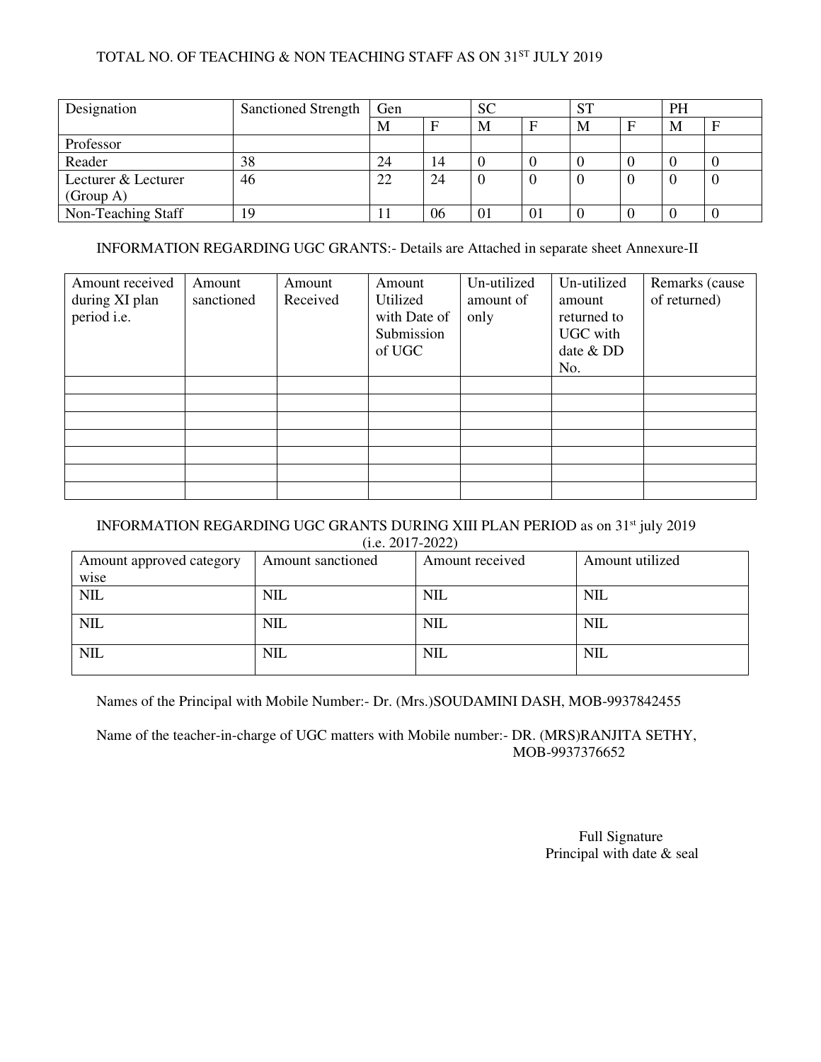TOTAL NO. OF TEACHING & NON TEACHING STAFF AS ON 31ST JULY 2019

| Designation | Sanctioned Strength | Gen | | SC | | ST | | PH | |
|---|---|---|---|---|---|---|---|---|---|
| | | M | F | M | F | M | F | M | F |
| Professor | | | | | | | | | |
| Reader | 38 | 24 | 14 | 0 | 0 | 0 | 0 | 0 | 0 |
| Lecturer & Lecturer (Group A) | 46 | 22 | 24 | 0 | 0 | 0 | 0 | 0 | 0 |
| Non-Teaching Staff | 19 | 11 | 06 | 01 | 01 | 0 | 0 | 0 | 0 |

INFORMATION REGARDING UGC GRANTS:- Details are Attached in separate sheet Annexure-II

| Amount received during XI plan period i.e. | Amount sanctioned | Amount Received | Amount Utilized with Date of Submission of UGC | Un-utilized amount of only | Un-utilized amount returned to UGC with date & DD No. | Remarks (cause of returned) |
|---|---|---|---|---|---|---|
| | | | | | | |
| | | | | | | |
| | | | | | | |
| | | | | | | |
| | | | | | | |
| | | | | | | |
| | | | | | | |

INFORMATION REGARDING UGC GRANTS DURING XIII PLAN PERIOD as on 31st july 2019 (i.e. 2017-2022)

| Amount approved category wise | Amount sanctioned | Amount received | Amount utilized |
|---|---|---|---|
| NIL | NIL | NIL | NIL |
| NIL | NIL | NIL | NIL |
| NIL | NIL | NIL | NIL |

Names of the Principal with Mobile Number:- Dr. (Mrs.)SOUDAMINI DASH, MOB-9937842455

Name of the teacher-in-charge of UGC matters with Mobile number:- DR. (MRS)RANJITA SETHY, MOB-9937376652

Full Signature
Principal with date & seal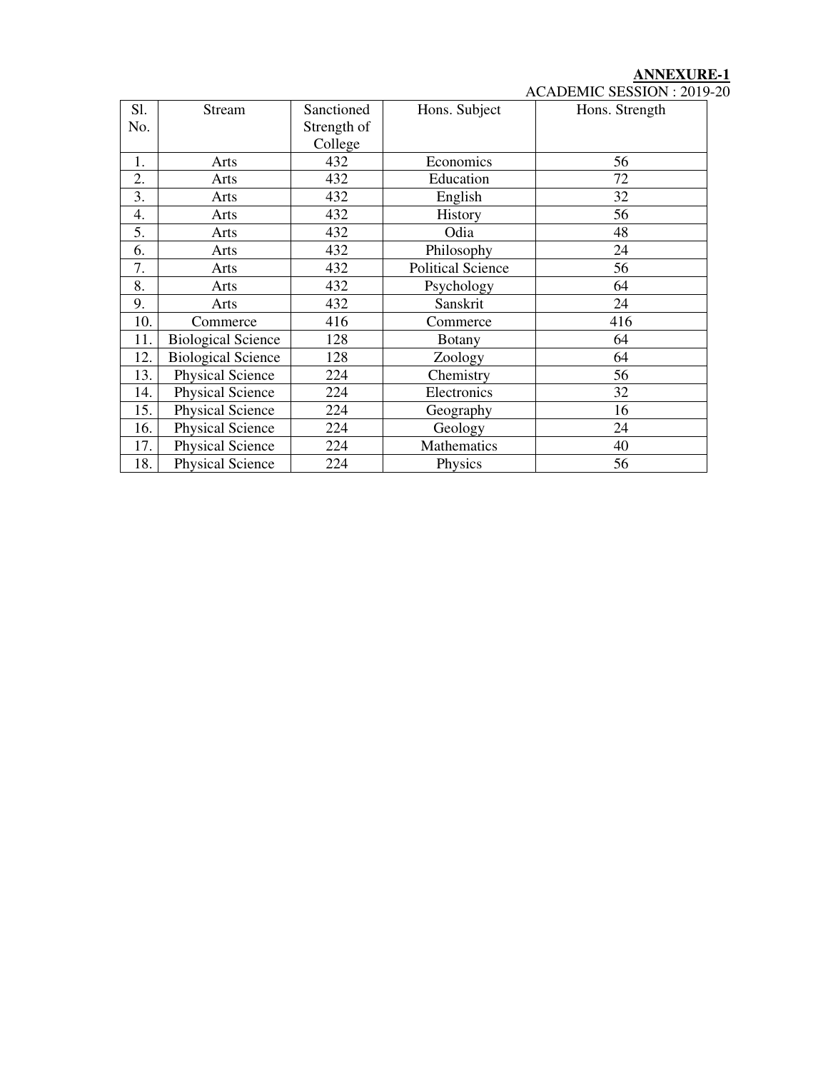**ANNEXURE-1**

ACADEMIC SESSION : 2019-20

| Sl. No. | Stream | Sanctioned Strength of College | Hons. Subject | Hons. Strength |
|---|---|---|---|---|
| 1. | Arts | 432 | Economics | 56 |
| 2. | Arts | 432 | Education | 72 |
| 3. | Arts | 432 | English | 32 |
| 4. | Arts | 432 | History | 56 |
| 5. | Arts | 432 | Odia | 48 |
| 6. | Arts | 432 | Philosophy | 24 |
| 7. | Arts | 432 | Political Science | 56 |
| 8. | Arts | 432 | Psychology | 64 |
| 9. | Arts | 432 | Sanskrit | 24 |
| 10. | Commerce | 416 | Commerce | 416 |
| 11. | Biological Science | 128 | Botany | 64 |
| 12. | Biological Science | 128 | Zoology | 64 |
| 13. | Physical Science | 224 | Chemistry | 56 |
| 14. | Physical Science | 224 | Electronics | 32 |
| 15. | Physical Science | 224 | Geography | 16 |
| 16. | Physical Science | 224 | Geology | 24 |
| 17. | Physical Science | 224 | Mathematics | 40 |
| 18. | Physical Science | 224 | Physics | 56 |